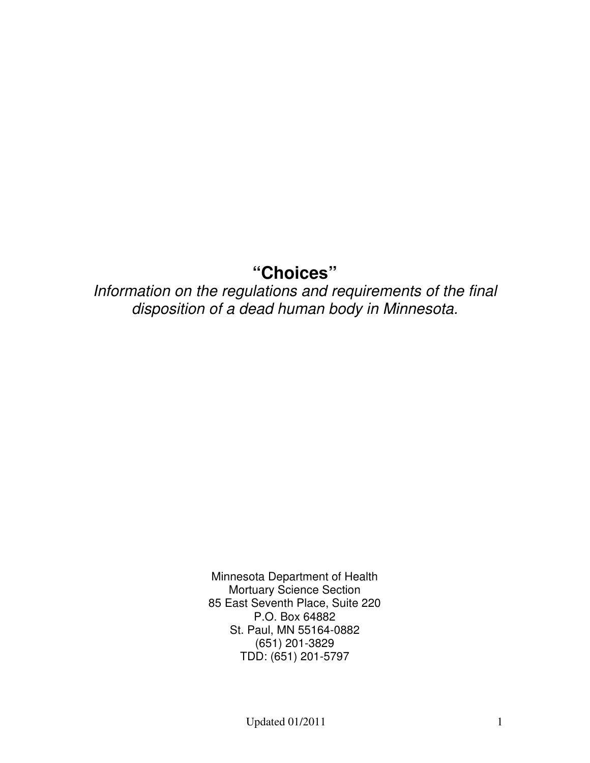# "Choices"

*Information on the regulations and requirements of the final disposition of a dead human body in Minnesota.*

Minnesota Department of Health
Mortuary Science Section
85 East Seventh Place, Suite 220
P.O. Box 64882
St. Paul, MN 55164-0882
(651) 201-3829
TDD: (651) 201-5797

Updated 01/2011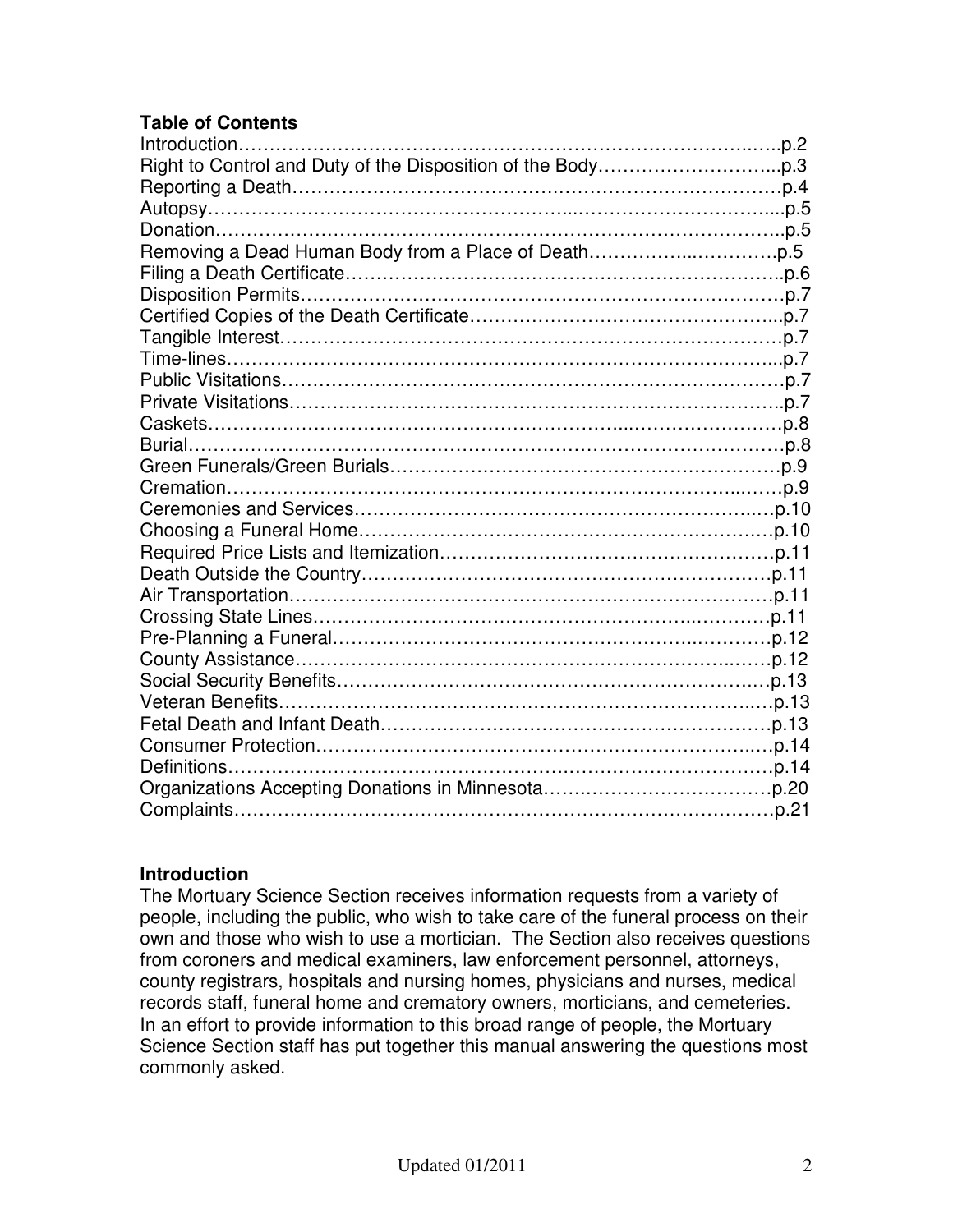**Table of Contents**

Introduction……………………………………………………………………………p.2
Right to Control and Duty of the Disposition of the Body………………………..p.3
Reporting a Death………………………………………………………………………p.4
Autopsy……………………………………………………………………………………p.5
Donation…………………………………………………………………………………p.5
Removing a Dead Human Body from a Place of Death……………………………p.5
Filing a Death Certificate…………………………………………………………………p.6
Disposition Permits………………………………………………………………………p.7
Certified Copies of the Death Certificate………………………………………………p.7
Tangible Interest…………………………………………………………………………p.7
Time-lines…………………………………………………………………………………p.7
Public Visitations…………………………………………………………………………p.7
Private Visitations…………………………………………………………………………p.7
Caskets……………………………………………………………………………………p.8
Burial………………………………………………………………………………………p.8
Green Funerals/Green Burials……………………………………………………………p.9
Cremation…………………………………………………………………………………p.9
Ceremonies and Services………………………………………………………………p.10
Choosing a Funeral Home………………………………………………………………p.10
Required Price Lists and Itemization……………………………………………………p.11
Death Outside the Country………………………………………………………………p.11
Air Transportation…………………………………………………………………………p.11
Crossing State Lines………………………………………………………………………p.11
Pre-Planning a Funeral……………………………………………………………………p.12
County Assistance…………………………………………………………………………p.12
Social Security Benefits……………………………………………………………………p.13
Veteran Benefits……………………………………………………………………………p.13
Fetal Death and Infant Death………………………………………………………………p.13
Consumer Protection………………………………………………………………………p.14
Definitions……………………………………………………………………………………p.14
Organizations Accepting Donations in Minnesota…………………………………………p.20
Complaints……………………………………………………………………………………p.21

**Introduction**

The Mortuary Science Section receives information requests from a variety of people, including the public, who wish to take care of the funeral process on their own and those who wish to use a mortician. The Section also receives questions from coroners and medical examiners, law enforcement personnel, attorneys, county registrars, hospitals and nursing homes, physicians and nurses, medical records staff, funeral home and crematory owners, morticians, and cemeteries. In an effort to provide information to this broad range of people, the Mortuary Science Section staff has put together this manual answering the questions most commonly asked.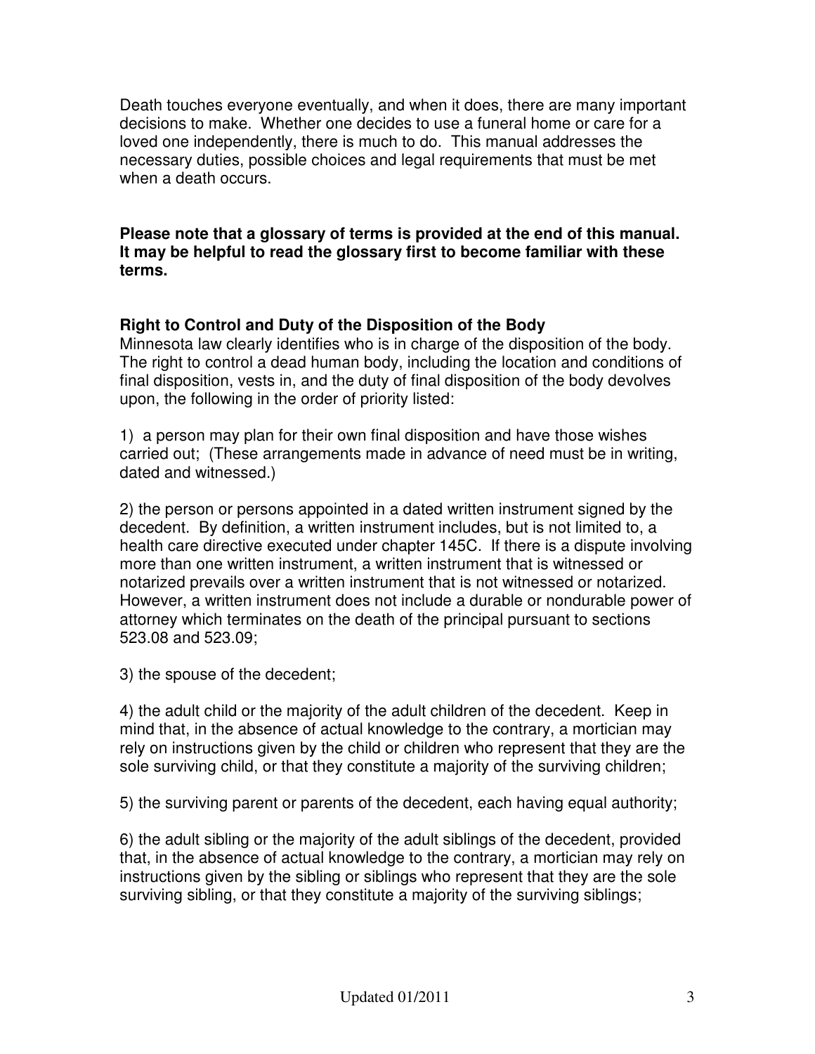Death touches everyone eventually, and when it does, there are many important decisions to make. Whether one decides to use a funeral home or care for a loved one independently, there is much to do. This manual addresses the necessary duties, possible choices and legal requirements that must be met when a death occurs.

**Please note that a glossary of terms is provided at the end of this manual. It may be helpful to read the glossary first to become familiar with these terms.**

### Right to Control and Duty of the Disposition of the Body

Minnesota law clearly identifies who is in charge of the disposition of the body. The right to control a dead human body, including the location and conditions of final disposition, vests in, and the duty of final disposition of the body devolves upon, the following in the order of priority listed:

1) a person may plan for their own final disposition and have those wishes carried out; (These arrangements made in advance of need must be in writing, dated and witnessed.)

2) the person or persons appointed in a dated written instrument signed by the decedent. By definition, a written instrument includes, but is not limited to, a health care directive executed under chapter 145C. If there is a dispute involving more than one written instrument, a written instrument that is witnessed or notarized prevails over a written instrument that is not witnessed or notarized. However, a written instrument does not include a durable or nondurable power of attorney which terminates on the death of the principal pursuant to sections 523.08 and 523.09;

3) the spouse of the decedent;

4) the adult child or the majority of the adult children of the decedent. Keep in mind that, in the absence of actual knowledge to the contrary, a mortician may rely on instructions given by the child or children who represent that they are the sole surviving child, or that they constitute a majority of the surviving children;

5) the surviving parent or parents of the decedent, each having equal authority;

6) the adult sibling or the majority of the adult siblings of the decedent, provided that, in the absence of actual knowledge to the contrary, a mortician may rely on instructions given by the sibling or siblings who represent that they are the sole surviving sibling, or that they constitute a majority of the surviving siblings;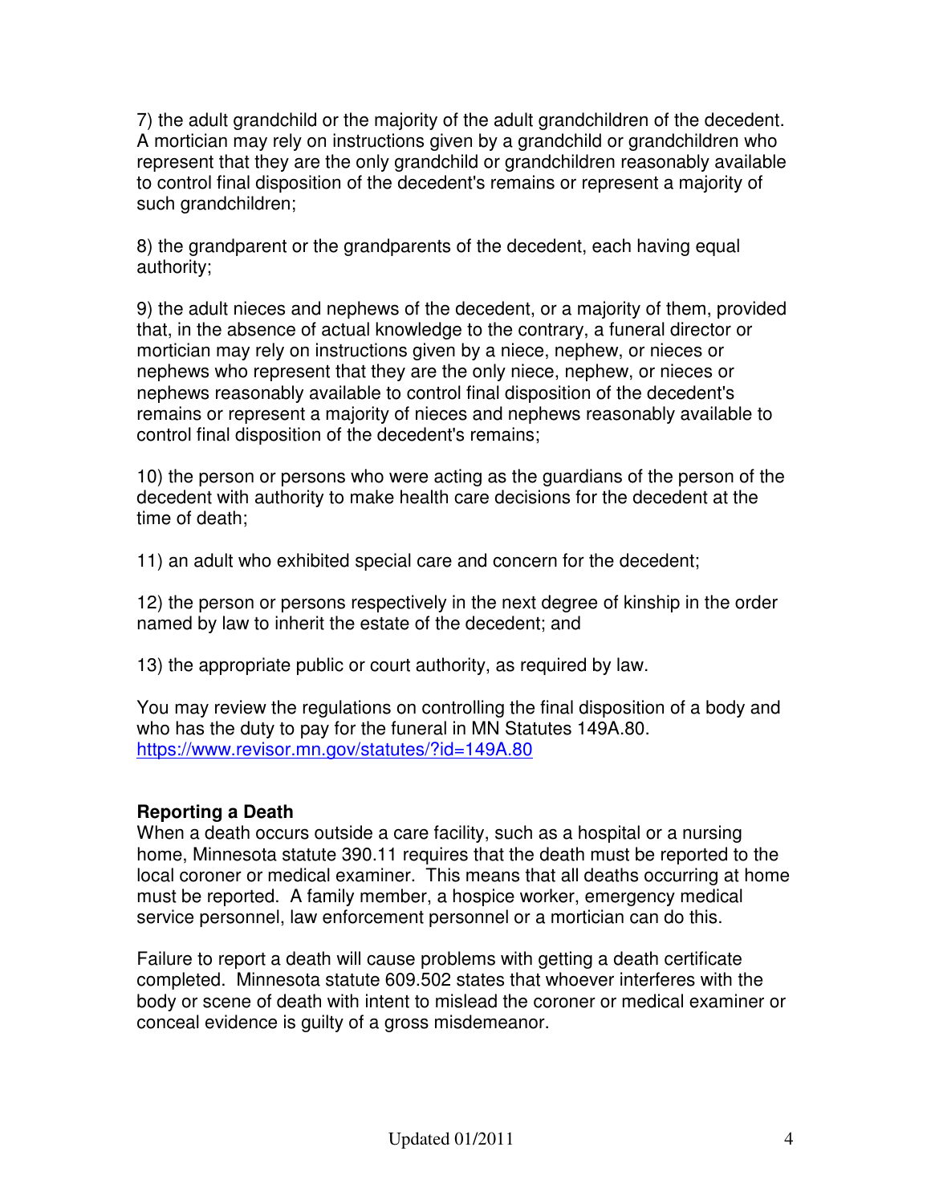7) the adult grandchild or the majority of the adult grandchildren of the decedent. A mortician may rely on instructions given by a grandchild or grandchildren who represent that they are the only grandchild or grandchildren reasonably available to control final disposition of the decedent's remains or represent a majority of such grandchildren;

8) the grandparent or the grandparents of the decedent, each having equal authority;

9) the adult nieces and nephews of the decedent, or a majority of them, provided that, in the absence of actual knowledge to the contrary, a funeral director or mortician may rely on instructions given by a niece, nephew, or nieces or nephews who represent that they are the only niece, nephew, or nieces or nephews reasonably available to control final disposition of the decedent's remains or represent a majority of nieces and nephews reasonably available to control final disposition of the decedent's remains;

10) the person or persons who were acting as the guardians of the person of the decedent with authority to make health care decisions for the decedent at the time of death;

11) an adult who exhibited special care and concern for the decedent;

12) the person or persons respectively in the next degree of kinship in the order named by law to inherit the estate of the decedent; and

13) the appropriate public or court authority, as required by law.

You may review the regulations on controlling the final disposition of a body and who has the duty to pay for the funeral in MN Statutes 149A.80. https://www.revisor.mn.gov/statutes/?id=149A.80

**Reporting a Death**

When a death occurs outside a care facility, such as a hospital or a nursing home, Minnesota statute 390.11 requires that the death must be reported to the local coroner or medical examiner. This means that all deaths occurring at home must be reported. A family member, a hospice worker, emergency medical service personnel, law enforcement personnel or a mortician can do this.

Failure to report a death will cause problems with getting a death certificate completed. Minnesota statute 609.502 states that whoever interferes with the body or scene of death with intent to mislead the coroner or medical examiner or conceal evidence is guilty of a gross misdemeanor.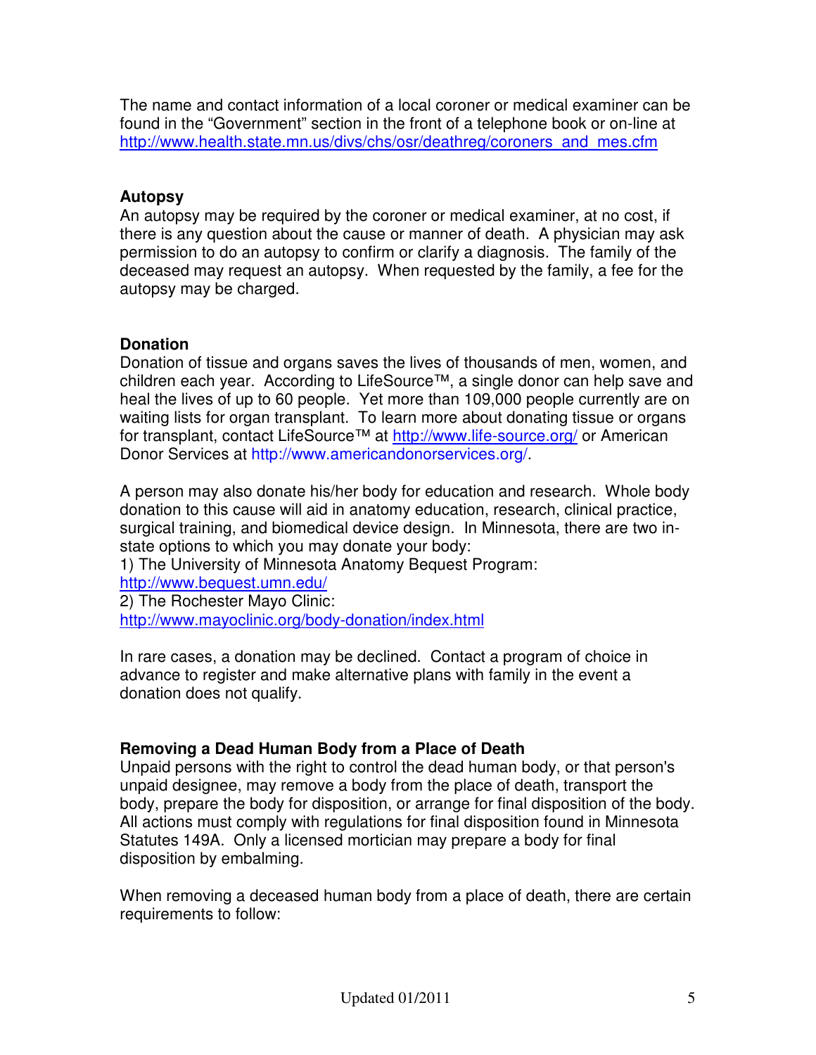The name and contact information of a local coroner or medical examiner can be found in the "Government" section in the front of a telephone book or on-line at http://www.health.state.mn.us/divs/chs/osr/deathreg/coroners_and_mes.cfm

### Autopsy

An autopsy may be required by the coroner or medical examiner, at no cost, if there is any question about the cause or manner of death. A physician may ask permission to do an autopsy to confirm or clarify a diagnosis. The family of the deceased may request an autopsy. When requested by the family, a fee for the autopsy may be charged.

### Donation

Donation of tissue and organs saves the lives of thousands of men, women, and children each year. According to LifeSource™, a single donor can help save and heal the lives of up to 60 people. Yet more than 109,000 people currently are on waiting lists for organ transplant. To learn more about donating tissue or organs for transplant, contact LifeSource™ at http://www.life-source.org/ or American Donor Services at http://www.americandonorservices.org/.

A person may also donate his/her body for education and research. Whole body donation to this cause will aid in anatomy education, research, clinical practice, surgical training, and biomedical device design. In Minnesota, there are two in-state options to which you may donate your body:
1) The University of Minnesota Anatomy Bequest Program:
http://www.bequest.umn.edu/
2) The Rochester Mayo Clinic:
http://www.mayoclinic.org/body-donation/index.html

In rare cases, a donation may be declined. Contact a program of choice in advance to register and make alternative plans with family in the event a donation does not qualify.

### Removing a Dead Human Body from a Place of Death

Unpaid persons with the right to control the dead human body, or that person's unpaid designee, may remove a body from the place of death, transport the body, prepare the body for disposition, or arrange for final disposition of the body. All actions must comply with regulations for final disposition found in Minnesota Statutes 149A. Only a licensed mortician may prepare a body for final disposition by embalming.

When removing a deceased human body from a place of death, there are certain requirements to follow: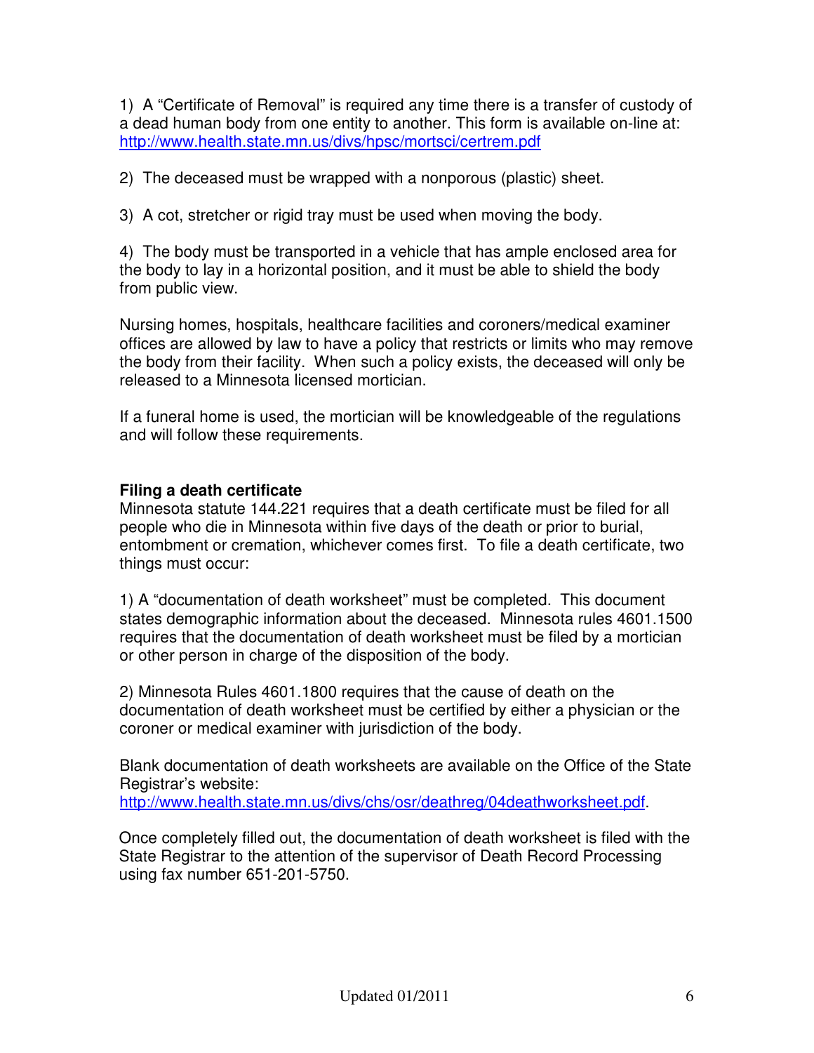1) A "Certificate of Removal" is required any time there is a transfer of custody of a dead human body from one entity to another. This form is available on-line at: http://www.health.state.mn.us/divs/hpsc/mortsci/certrem.pdf

2) The deceased must be wrapped with a nonporous (plastic) sheet.

3) A cot, stretcher or rigid tray must be used when moving the body.

4) The body must be transported in a vehicle that has ample enclosed area for the body to lay in a horizontal position, and it must be able to shield the body from public view.

Nursing homes, hospitals, healthcare facilities and coroners/medical examiner offices are allowed by law to have a policy that restricts or limits who may remove the body from their facility. When such a policy exists, the deceased will only be released to a Minnesota licensed mortician.

If a funeral home is used, the mortician will be knowledgeable of the regulations and will follow these requirements.

**Filing a death certificate**

Minnesota statute 144.221 requires that a death certificate must be filed for all people who die in Minnesota within five days of the death or prior to burial, entombment or cremation, whichever comes first. To file a death certificate, two things must occur:

1) A "documentation of death worksheet" must be completed. This document states demographic information about the deceased. Minnesota rules 4601.1500 requires that the documentation of death worksheet must be filed by a mortician or other person in charge of the disposition of the body.

2) Minnesota Rules 4601.1800 requires that the cause of death on the documentation of death worksheet must be certified by either a physician or the coroner or medical examiner with jurisdiction of the body.

Blank documentation of death worksheets are available on the Office of the State Registrar's website: http://www.health.state.mn.us/divs/chs/osr/deathreg/04deathworksheet.pdf.

Once completely filled out, the documentation of death worksheet is filed with the State Registrar to the attention of the supervisor of Death Record Processing using fax number 651-201-5750.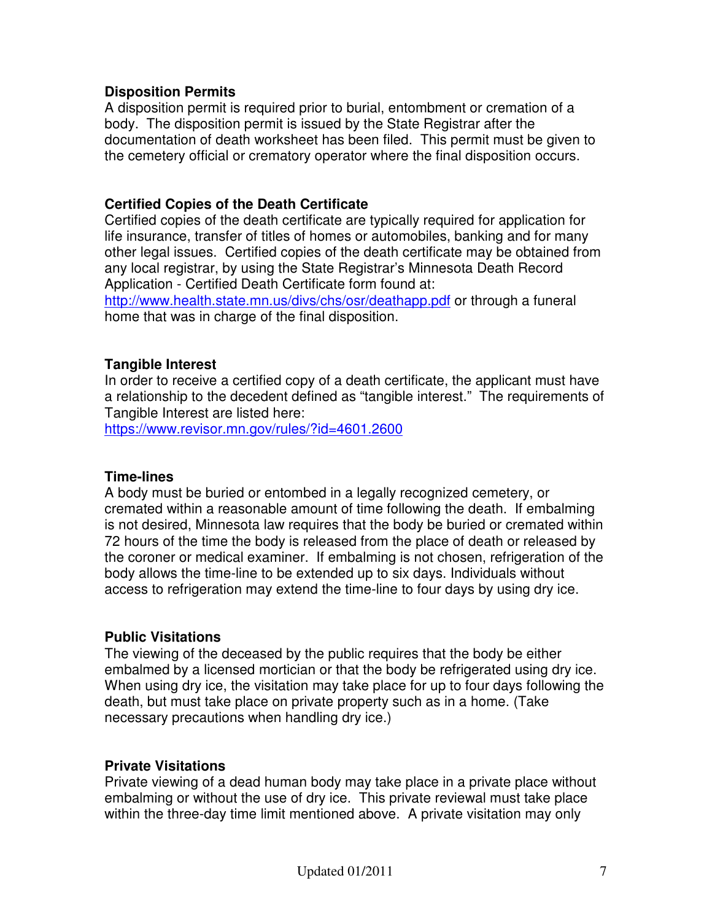### Disposition Permits

A disposition permit is required prior to burial, entombment or cremation of a body. The disposition permit is issued by the State Registrar after the documentation of death worksheet has been filed. This permit must be given to the cemetery official or crematory operator where the final disposition occurs.

### Certified Copies of the Death Certificate

Certified copies of the death certificate are typically required for application for life insurance, transfer of titles of homes or automobiles, banking and for many other legal issues. Certified copies of the death certificate may be obtained from any local registrar, by using the State Registrar's Minnesota Death Record Application - Certified Death Certificate form found at: [http://www.health.state.mn.us/divs/chs/osr/deathapp.pdf](http://www.health.state.mn.us/divs/chs/osr/deathapp.pdf) or through a funeral home that was in charge of the final disposition.

### Tangible Interest

In order to receive a certified copy of a death certificate, the applicant must have a relationship to the decedent defined as "tangible interest." The requirements of Tangible Interest are listed here: [https://www.revisor.mn.gov/rules/?id=4601.2600](https://www.revisor.mn.gov/rules/?id=4601.2600)

### Time-lines

A body must be buried or entombed in a legally recognized cemetery, or cremated within a reasonable amount of time following the death. If embalming is not desired, Minnesota law requires that the body be buried or cremated within 72 hours of the time the body is released from the place of death or released by the coroner or medical examiner. If embalming is not chosen, refrigeration of the body allows the time-line to be extended up to six days. Individuals without access to refrigeration may extend the time-line to four days by using dry ice.

### Public Visitations

The viewing of the deceased by the public requires that the body be either embalmed by a licensed mortician or that the body be refrigerated using dry ice. When using dry ice, the visitation may take place for up to four days following the death, but must take place on private property such as in a home. (Take necessary precautions when handling dry ice.)

### Private Visitations

Private viewing of a dead human body may take place in a private place without embalming or without the use of dry ice. This private reviewal must take place within the three-day time limit mentioned above. A private visitation may only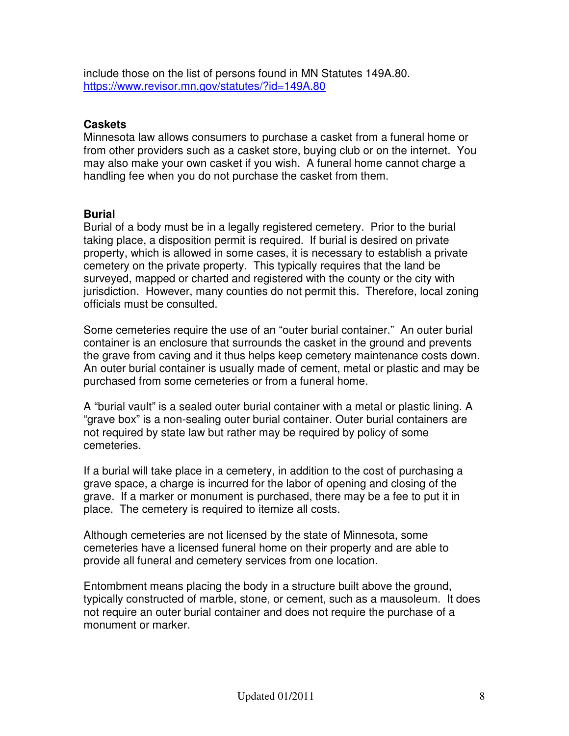include those on the list of persons found in MN Statutes 149A.80. https://www.revisor.mn.gov/statutes/?id=149A.80

**Caskets**

Minnesota law allows consumers to purchase a casket from a funeral home or from other providers such as a casket store, buying club or on the internet. You may also make your own casket if you wish. A funeral home cannot charge a handling fee when you do not purchase the casket from them.

**Burial**

Burial of a body must be in a legally registered cemetery. Prior to the burial taking place, a disposition permit is required. If burial is desired on private property, which is allowed in some cases, it is necessary to establish a private cemetery on the private property. This typically requires that the land be surveyed, mapped or charted and registered with the county or the city with jurisdiction. However, many counties do not permit this. Therefore, local zoning officials must be consulted.

Some cemeteries require the use of an "outer burial container." An outer burial container is an enclosure that surrounds the casket in the ground and prevents the grave from caving and it thus helps keep cemetery maintenance costs down. An outer burial container is usually made of cement, metal or plastic and may be purchased from some cemeteries or from a funeral home.

A "burial vault" is a sealed outer burial container with a metal or plastic lining. A "grave box" is a non-sealing outer burial container. Outer burial containers are not required by state law but rather may be required by policy of some cemeteries.

If a burial will take place in a cemetery, in addition to the cost of purchasing a grave space, a charge is incurred for the labor of opening and closing of the grave. If a marker or monument is purchased, there may be a fee to put it in place. The cemetery is required to itemize all costs.

Although cemeteries are not licensed by the state of Minnesota, some cemeteries have a licensed funeral home on their property and are able to provide all funeral and cemetery services from one location.

Entombment means placing the body in a structure built above the ground, typically constructed of marble, stone, or cement, such as a mausoleum. It does not require an outer burial container and does not require the purchase of a monument or marker.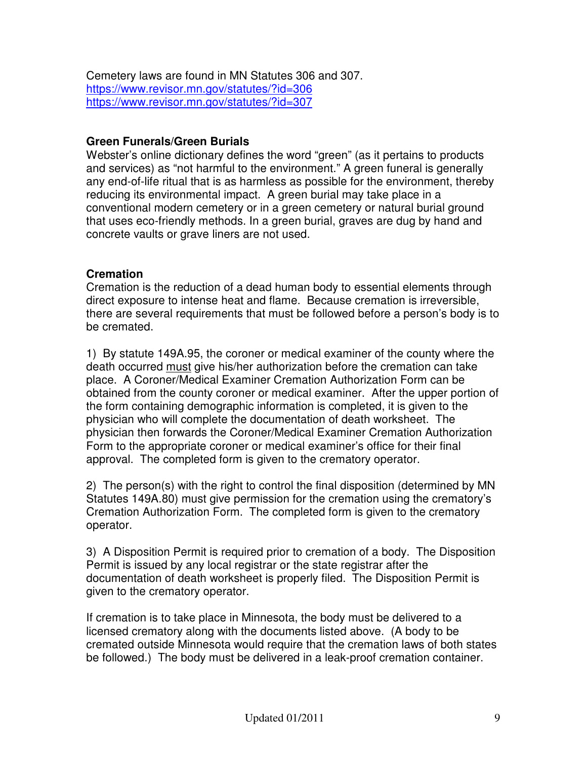Cemetery laws are found in MN Statutes 306 and 307.
https://www.revisor.mn.gov/statutes/?id=306
https://www.revisor.mn.gov/statutes/?id=307

**Green Funerals/Green Burials**

Webster's online dictionary defines the word "green" (as it pertains to products and services) as "not harmful to the environment." A green funeral is generally any end-of-life ritual that is as harmless as possible for the environment, thereby reducing its environmental impact. A green burial may take place in a conventional modern cemetery or in a green cemetery or natural burial ground that uses eco-friendly methods. In a green burial, graves are dug by hand and concrete vaults or grave liners are not used.

**Cremation**

Cremation is the reduction of a dead human body to essential elements through direct exposure to intense heat and flame. Because cremation is irreversible, there are several requirements that must be followed before a person's body is to be cremated.

1) By statute 149A.95, the coroner or medical examiner of the county where the death occurred must give his/her authorization before the cremation can take place. A Coroner/Medical Examiner Cremation Authorization Form can be obtained from the county coroner or medical examiner. After the upper portion of the form containing demographic information is completed, it is given to the physician who will complete the documentation of death worksheet. The physician then forwards the Coroner/Medical Examiner Cremation Authorization Form to the appropriate coroner or medical examiner's office for their final approval. The completed form is given to the crematory operator.

2) The person(s) with the right to control the final disposition (determined by MN Statutes 149A.80) must give permission for the cremation using the crematory's Cremation Authorization Form. The completed form is given to the crematory operator.

3) A Disposition Permit is required prior to cremation of a body. The Disposition Permit is issued by any local registrar or the state registrar after the documentation of death worksheet is properly filed. The Disposition Permit is given to the crematory operator.

If cremation is to take place in Minnesota, the body must be delivered to a licensed crematory along with the documents listed above. (A body to be cremated outside Minnesota would require that the cremation laws of both states be followed.) The body must be delivered in a leak-proof cremation container.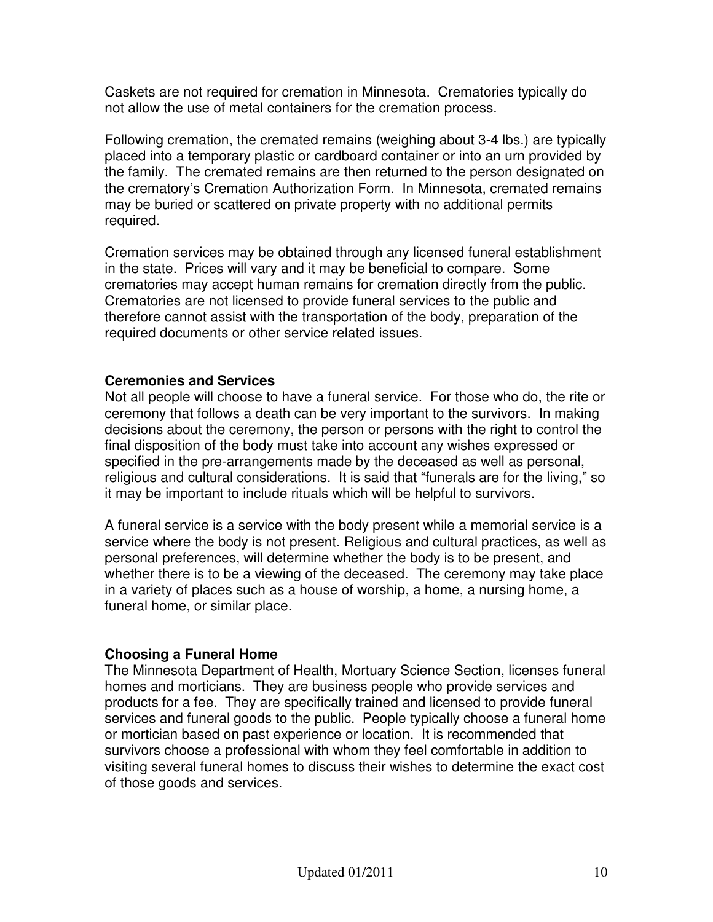Caskets are not required for cremation in Minnesota. Crematories typically do not allow the use of metal containers for the cremation process.

Following cremation, the cremated remains (weighing about 3-4 lbs.) are typically placed into a temporary plastic or cardboard container or into an urn provided by the family. The cremated remains are then returned to the person designated on the crematory's Cremation Authorization Form. In Minnesota, cremated remains may be buried or scattered on private property with no additional permits required.

Cremation services may be obtained through any licensed funeral establishment in the state. Prices will vary and it may be beneficial to compare. Some crematories may accept human remains for cremation directly from the public. Crematories are not licensed to provide funeral services to the public and therefore cannot assist with the transportation of the body, preparation of the required documents or other service related issues.

**Ceremonies and Services**

Not all people will choose to have a funeral service. For those who do, the rite or ceremony that follows a death can be very important to the survivors. In making decisions about the ceremony, the person or persons with the right to control the final disposition of the body must take into account any wishes expressed or specified in the pre-arrangements made by the deceased as well as personal, religious and cultural considerations. It is said that "funerals are for the living," so it may be important to include rituals which will be helpful to survivors.

A funeral service is a service with the body present while a memorial service is a service where the body is not present. Religious and cultural practices, as well as personal preferences, will determine whether the body is to be present, and whether there is to be a viewing of the deceased. The ceremony may take place in a variety of places such as a house of worship, a home, a nursing home, a funeral home, or similar place.

**Choosing a Funeral Home**

The Minnesota Department of Health, Mortuary Science Section, licenses funeral homes and morticians. They are business people who provide services and products for a fee. They are specifically trained and licensed to provide funeral services and funeral goods to the public. People typically choose a funeral home or mortician based on past experience or location. It is recommended that survivors choose a professional with whom they feel comfortable in addition to visiting several funeral homes to discuss their wishes to determine the exact cost of those goods and services.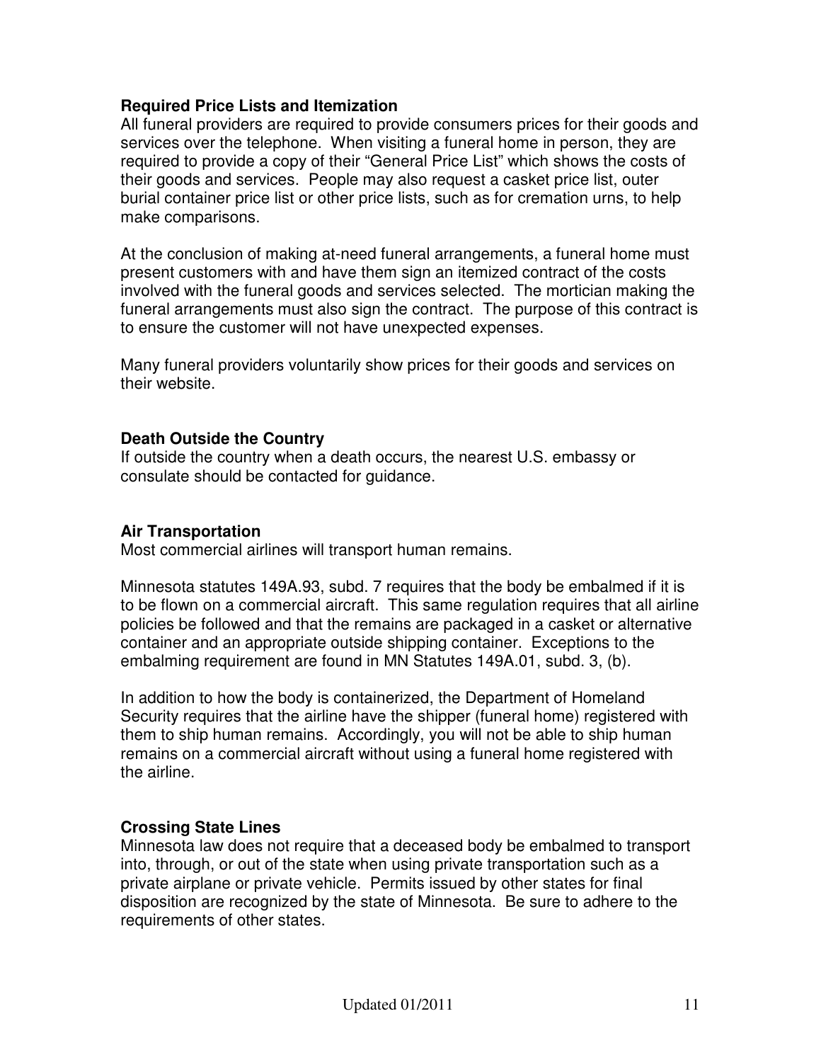**Required Price Lists and Itemization**

All funeral providers are required to provide consumers prices for their goods and services over the telephone. When visiting a funeral home in person, they are required to provide a copy of their "General Price List" which shows the costs of their goods and services. People may also request a casket price list, outer burial container price list or other price lists, such as for cremation urns, to help make comparisons.

At the conclusion of making at-need funeral arrangements, a funeral home must present customers with and have them sign an itemized contract of the costs involved with the funeral goods and services selected. The mortician making the funeral arrangements must also sign the contract. The purpose of this contract is to ensure the customer will not have unexpected expenses.

Many funeral providers voluntarily show prices for their goods and services on their website.

**Death Outside the Country**

If outside the country when a death occurs, the nearest U.S. embassy or consulate should be contacted for guidance.

**Air Transportation**

Most commercial airlines will transport human remains.

Minnesota statutes 149A.93, subd. 7 requires that the body be embalmed if it is to be flown on a commercial aircraft. This same regulation requires that all airline policies be followed and that the remains are packaged in a casket or alternative container and an appropriate outside shipping container. Exceptions to the embalming requirement are found in MN Statutes 149A.01, subd. 3, (b).

In addition to how the body is containerized, the Department of Homeland Security requires that the airline have the shipper (funeral home) registered with them to ship human remains. Accordingly, you will not be able to ship human remains on a commercial aircraft without using a funeral home registered with the airline.

**Crossing State Lines**

Minnesota law does not require that a deceased body be embalmed to transport into, through, or out of the state when using private transportation such as a private airplane or private vehicle. Permits issued by other states for final disposition are recognized by the state of Minnesota. Be sure to adhere to the requirements of other states.

Updated 01/2011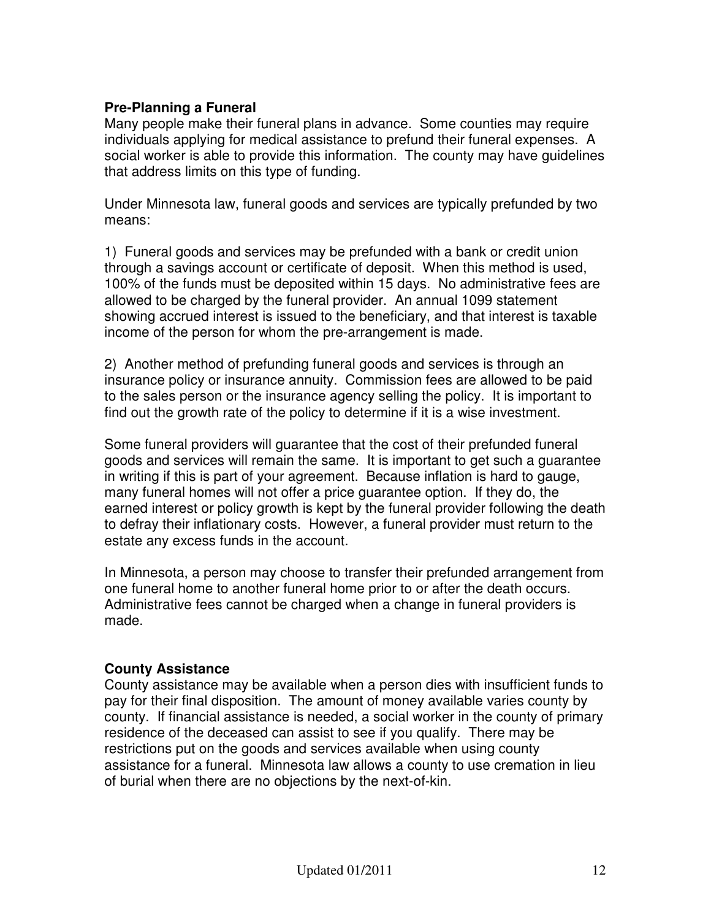## Pre-Planning a Funeral

Many people make their funeral plans in advance. Some counties may require individuals applying for medical assistance to prefund their funeral expenses. A social worker is able to provide this information. The county may have guidelines that address limits on this type of funding.

Under Minnesota law, funeral goods and services are typically prefunded by two means:

1) Funeral goods and services may be prefunded with a bank or credit union through a savings account or certificate of deposit. When this method is used, 100% of the funds must be deposited within 15 days. No administrative fees are allowed to be charged by the funeral provider. An annual 1099 statement showing accrued interest is issued to the beneficiary, and that interest is taxable income of the person for whom the pre-arrangement is made.

2) Another method of prefunding funeral goods and services is through an insurance policy or insurance annuity. Commission fees are allowed to be paid to the sales person or the insurance agency selling the policy. It is important to find out the growth rate of the policy to determine if it is a wise investment.

Some funeral providers will guarantee that the cost of their prefunded funeral goods and services will remain the same. It is important to get such a guarantee in writing if this is part of your agreement. Because inflation is hard to gauge, many funeral homes will not offer a price guarantee option. If they do, the earned interest or policy growth is kept by the funeral provider following the death to defray their inflationary costs. However, a funeral provider must return to the estate any excess funds in the account.

In Minnesota, a person may choose to transfer their prefunded arrangement from one funeral home to another funeral home prior to or after the death occurs. Administrative fees cannot be charged when a change in funeral providers is made.

## County Assistance

County assistance may be available when a person dies with insufficient funds to pay for their final disposition. The amount of money available varies county by county. If financial assistance is needed, a social worker in the county of primary residence of the deceased can assist to see if you qualify. There may be restrictions put on the goods and services available when using county assistance for a funeral. Minnesota law allows a county to use cremation in lieu of burial when there are no objections by the next-of-kin.

Updated 01/2011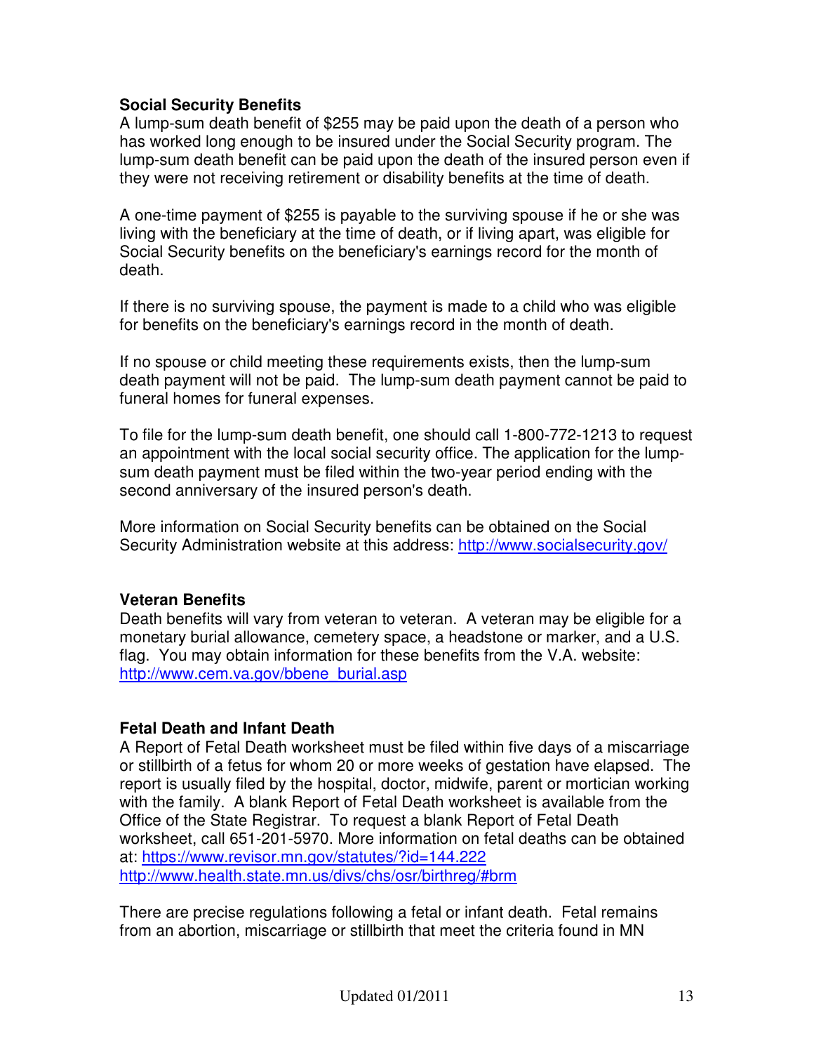### Social Security Benefits

A lump-sum death benefit of $255 may be paid upon the death of a person who has worked long enough to be insured under the Social Security program. The lump-sum death benefit can be paid upon the death of the insured person even if they were not receiving retirement or disability benefits at the time of death.

A one-time payment of $255 is payable to the surviving spouse if he or she was living with the beneficiary at the time of death, or if living apart, was eligible for Social Security benefits on the beneficiary's earnings record for the month of death.

If there is no surviving spouse, the payment is made to a child who was eligible for benefits on the beneficiary's earnings record in the month of death.

If no spouse or child meeting these requirements exists, then the lump-sum death payment will not be paid. The lump-sum death payment cannot be paid to funeral homes for funeral expenses.

To file for the lump-sum death benefit, one should call 1-800-772-1213 to request an appointment with the local social security office. The application for the lump-sum death payment must be filed within the two-year period ending with the second anniversary of the insured person's death.

More information on Social Security benefits can be obtained on the Social Security Administration website at this address: [http://www.socialsecurity.gov/](http://www.socialsecurity.gov/)

### Veteran Benefits

Death benefits will vary from veteran to veteran. A veteran may be eligible for a monetary burial allowance, cemetery space, a headstone or marker, and a U.S. flag. You may obtain information for these benefits from the V.A. website: [http://www.cem.va.gov/bbene_burial.asp](http://www.cem.va.gov/bbene_burial.asp)

### Fetal Death and Infant Death

A Report of Fetal Death worksheet must be filed within five days of a miscarriage or stillbirth of a fetus for whom 20 or more weeks of gestation have elapsed. The report is usually filed by the hospital, doctor, midwife, parent or mortician working with the family. A blank Report of Fetal Death worksheet is available from the Office of the State Registrar. To request a blank Report of Fetal Death worksheet, call 651-201-5970. More information on fetal deaths can be obtained at: [https://www.revisor.mn.gov/statutes/?id=144.222](https://www.revisor.mn.gov/statutes/?id=144.222)
[http://www.health.state.mn.us/divs/chs/osr/birthreg/#brm](http://www.health.state.mn.us/divs/chs/osr/birthreg/#brm)

There are precise regulations following a fetal or infant death. Fetal remains from an abortion, miscarriage or stillbirth that meet the criteria found in MN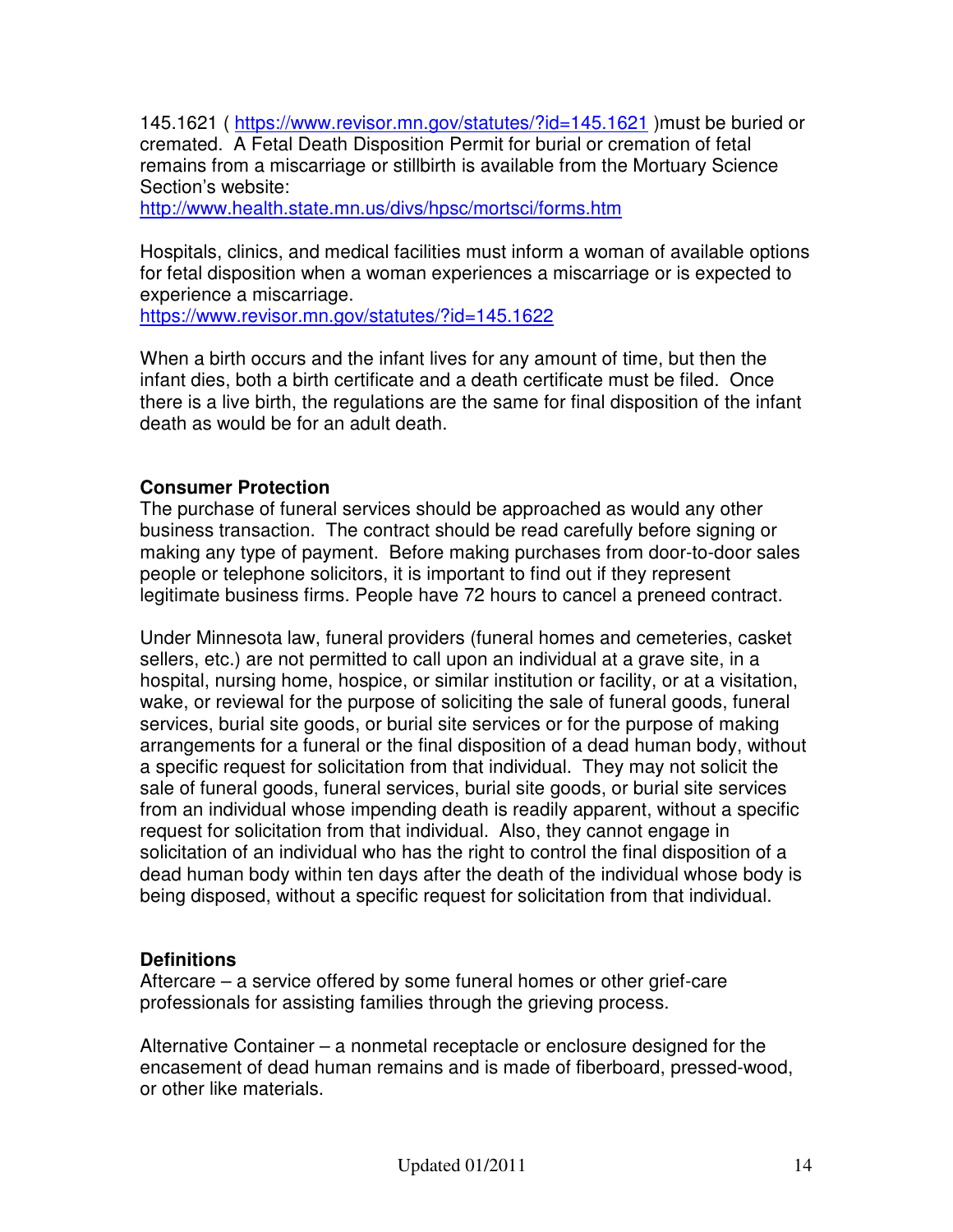145.1621 ( https://www.revisor.mn.gov/statutes/?id=145.1621 )must be buried or cremated. A Fetal Death Disposition Permit for burial or cremation of fetal remains from a miscarriage or stillbirth is available from the Mortuary Science Section's website:
http://www.health.state.mn.us/divs/hpsc/mortsci/forms.htm

Hospitals, clinics, and medical facilities must inform a woman of available options for fetal disposition when a woman experiences a miscarriage or is expected to experience a miscarriage.
https://www.revisor.mn.gov/statutes/?id=145.1622

When a birth occurs and the infant lives for any amount of time, but then the infant dies, both a birth certificate and a death certificate must be filed. Once there is a live birth, the regulations are the same for final disposition of the infant death as would be for an adult death.

**Consumer Protection**

The purchase of funeral services should be approached as would any other business transaction. The contract should be read carefully before signing or making any type of payment. Before making purchases from door-to-door sales people or telephone solicitors, it is important to find out if they represent legitimate business firms. People have 72 hours to cancel a preneed contract.

Under Minnesota law, funeral providers (funeral homes and cemeteries, casket sellers, etc.) are not permitted to call upon an individual at a grave site, in a hospital, nursing home, hospice, or similar institution or facility, or at a visitation, wake, or reviewal for the purpose of soliciting the sale of funeral goods, funeral services, burial site goods, or burial site services or for the purpose of making arrangements for a funeral or the final disposition of a dead human body, without a specific request for solicitation from that individual. They may not solicit the sale of funeral goods, funeral services, burial site goods, or burial site services from an individual whose impending death is readily apparent, without a specific request for solicitation from that individual. Also, they cannot engage in solicitation of an individual who has the right to control the final disposition of a dead human body within ten days after the death of the individual whose body is being disposed, without a specific request for solicitation from that individual.

**Definitions**

Aftercare – a service offered by some funeral homes or other grief-care professionals for assisting families through the grieving process.

Alternative Container – a nonmetal receptacle or enclosure designed for the encasement of dead human remains and is made of fiberboard, pressed-wood, or other like materials.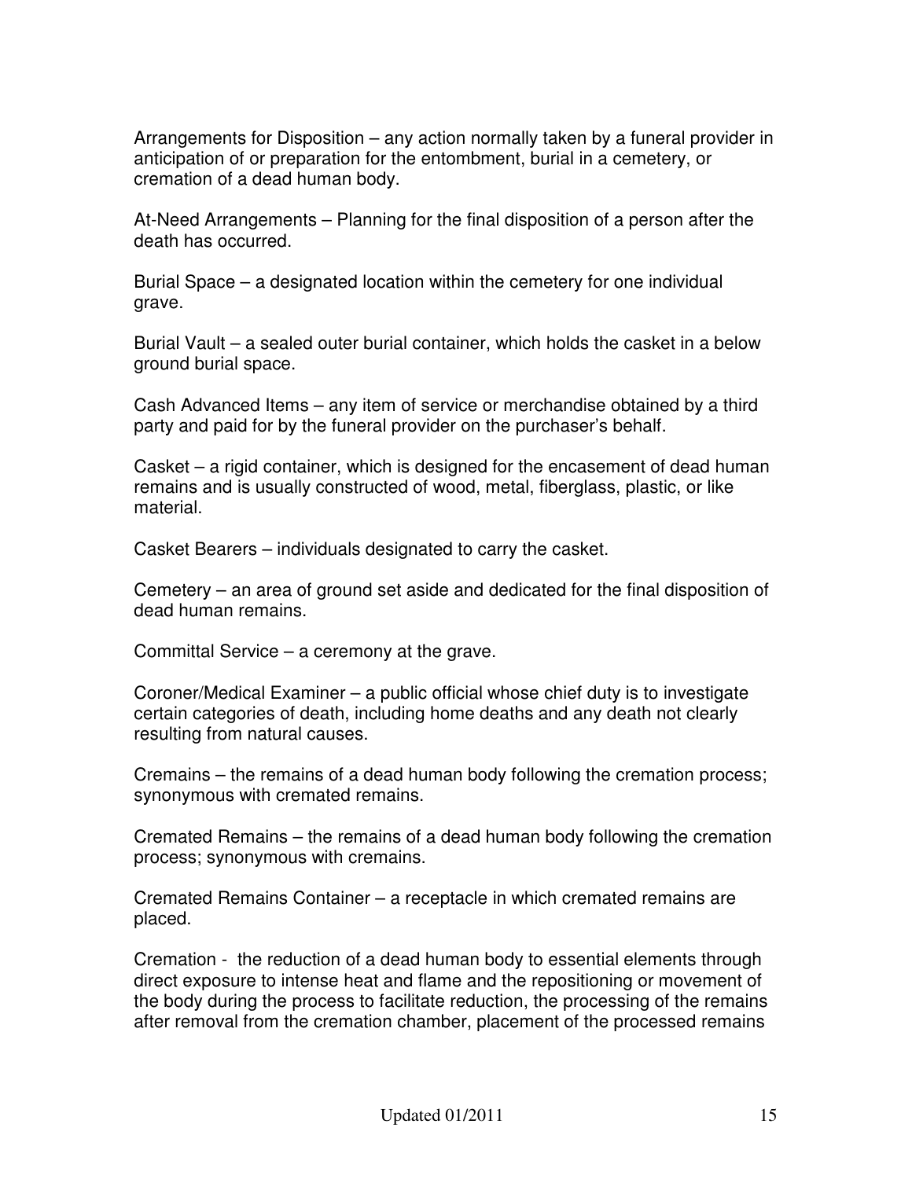Arrangements for Disposition – any action normally taken by a funeral provider in anticipation of or preparation for the entombment, burial in a cemetery, or cremation of a dead human body.

At-Need Arrangements – Planning for the final disposition of a person after the death has occurred.

Burial Space – a designated location within the cemetery for one individual grave.

Burial Vault – a sealed outer burial container, which holds the casket in a below ground burial space.

Cash Advanced Items – any item of service or merchandise obtained by a third party and paid for by the funeral provider on the purchaser's behalf.

Casket – a rigid container, which is designed for the encasement of dead human remains and is usually constructed of wood, metal, fiberglass, plastic, or like material.

Casket Bearers – individuals designated to carry the casket.

Cemetery – an area of ground set aside and dedicated for the final disposition of dead human remains.

Committal Service – a ceremony at the grave.

Coroner/Medical Examiner – a public official whose chief duty is to investigate certain categories of death, including home deaths and any death not clearly resulting from natural causes.

Cremains – the remains of a dead human body following the cremation process; synonymous with cremated remains.

Cremated Remains – the remains of a dead human body following the cremation process; synonymous with cremains.

Cremated Remains Container – a receptacle in which cremated remains are placed.

Cremation - the reduction of a dead human body to essential elements through direct exposure to intense heat and flame and the repositioning or movement of the body during the process to facilitate reduction, the processing of the remains after removal from the cremation chamber, placement of the processed remains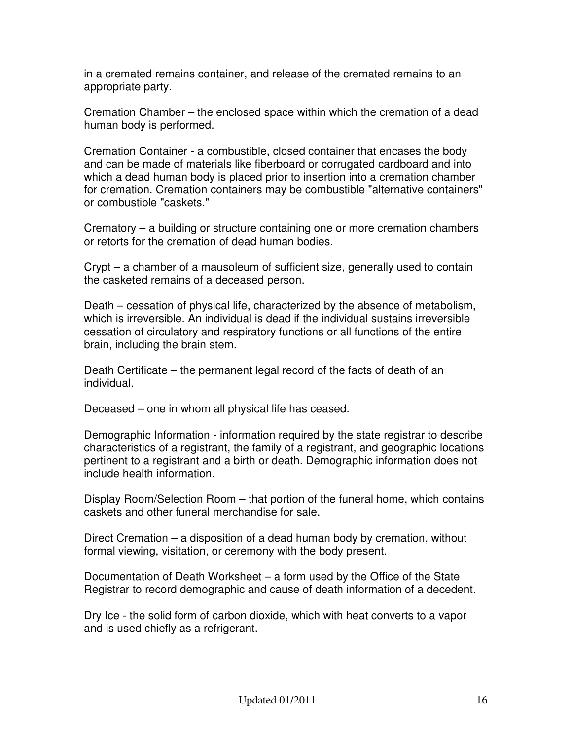in a cremated remains container, and release of the cremated remains to an appropriate party.

Cremation Chamber – the enclosed space within which the cremation of a dead human body is performed.

Cremation Container - a combustible, closed container that encases the body and can be made of materials like fiberboard or corrugated cardboard and into which a dead human body is placed prior to insertion into a cremation chamber for cremation. Cremation containers may be combustible "alternative containers" or combustible "caskets."

Crematory – a building or structure containing one or more cremation chambers or retorts for the cremation of dead human bodies.

Crypt – a chamber of a mausoleum of sufficient size, generally used to contain the casketed remains of a deceased person.

Death – cessation of physical life, characterized by the absence of metabolism, which is irreversible. An individual is dead if the individual sustains irreversible cessation of circulatory and respiratory functions or all functions of the entire brain, including the brain stem.

Death Certificate – the permanent legal record of the facts of death of an individual.

Deceased – one in whom all physical life has ceased.

Demographic Information - information required by the state registrar to describe characteristics of a registrant, the family of a registrant, and geographic locations pertinent to a registrant and a birth or death. Demographic information does not include health information.

Display Room/Selection Room – that portion of the funeral home, which contains caskets and other funeral merchandise for sale.

Direct Cremation – a disposition of a dead human body by cremation, without formal viewing, visitation, or ceremony with the body present.

Documentation of Death Worksheet – a form used by the Office of the State Registrar to record demographic and cause of death information of a decedent.

Dry Ice - the solid form of carbon dioxide, which with heat converts to a vapor and is used chiefly as a refrigerant.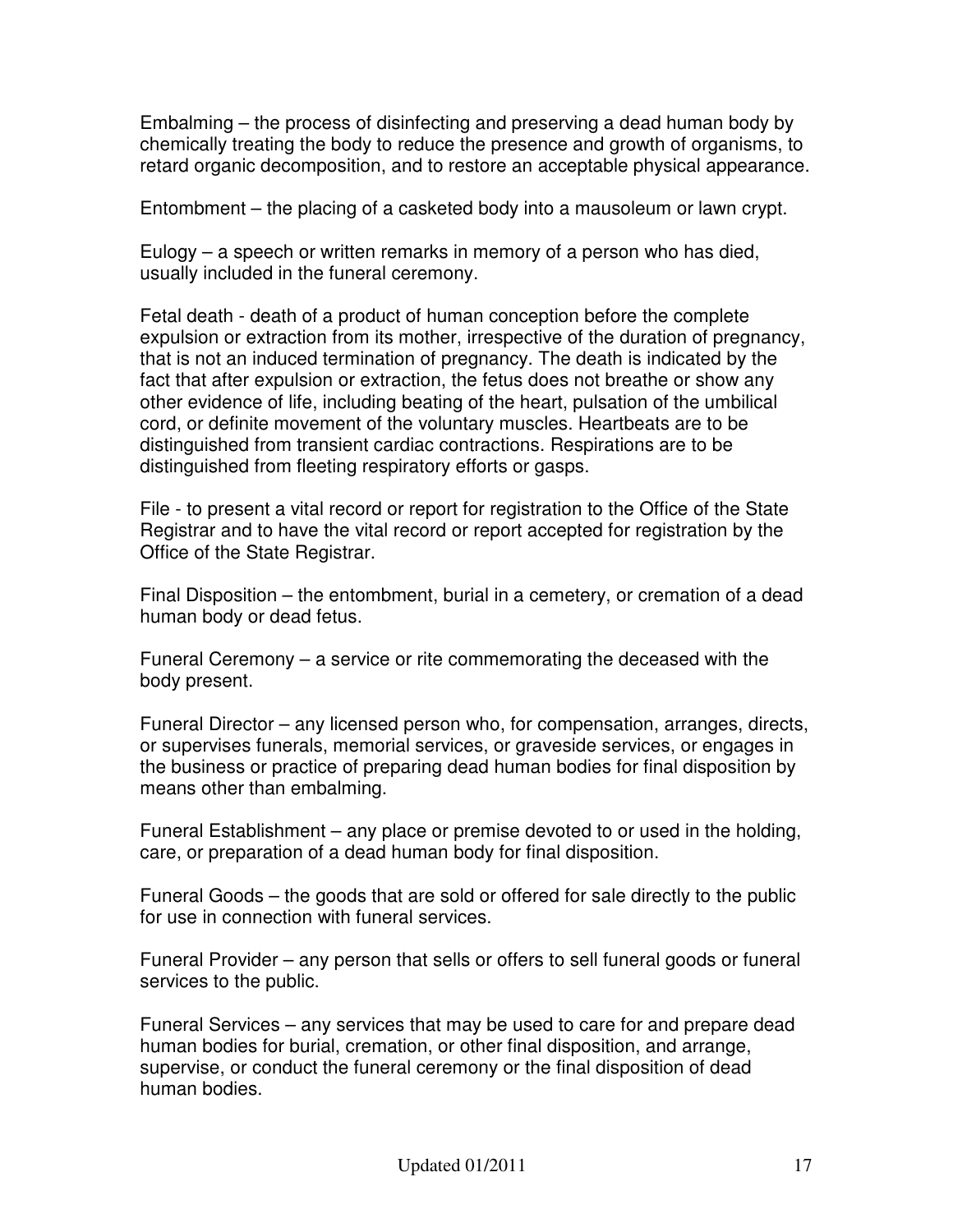Embalming – the process of disinfecting and preserving a dead human body by chemically treating the body to reduce the presence and growth of organisms, to retard organic decomposition, and to restore an acceptable physical appearance.

Entombment – the placing of a casketed body into a mausoleum or lawn crypt.

Eulogy – a speech or written remarks in memory of a person who has died, usually included in the funeral ceremony.

Fetal death - death of a product of human conception before the complete expulsion or extraction from its mother, irrespective of the duration of pregnancy, that is not an induced termination of pregnancy. The death is indicated by the fact that after expulsion or extraction, the fetus does not breathe or show any other evidence of life, including beating of the heart, pulsation of the umbilical cord, or definite movement of the voluntary muscles. Heartbeats are to be distinguished from transient cardiac contractions. Respirations are to be distinguished from fleeting respiratory efforts or gasps.

File - to present a vital record or report for registration to the Office of the State Registrar and to have the vital record or report accepted for registration by the Office of the State Registrar.

Final Disposition – the entombment, burial in a cemetery, or cremation of a dead human body or dead fetus.

Funeral Ceremony – a service or rite commemorating the deceased with the body present.

Funeral Director – any licensed person who, for compensation, arranges, directs, or supervises funerals, memorial services, or graveside services, or engages in the business or practice of preparing dead human bodies for final disposition by means other than embalming.

Funeral Establishment – any place or premise devoted to or used in the holding, care, or preparation of a dead human body for final disposition.

Funeral Goods – the goods that are sold or offered for sale directly to the public for use in connection with funeral services.

Funeral Provider – any person that sells or offers to sell funeral goods or funeral services to the public.

Funeral Services – any services that may be used to care for and prepare dead human bodies for burial, cremation, or other final disposition, and arrange, supervise, or conduct the funeral ceremony or the final disposition of dead human bodies.

Updated 01/2011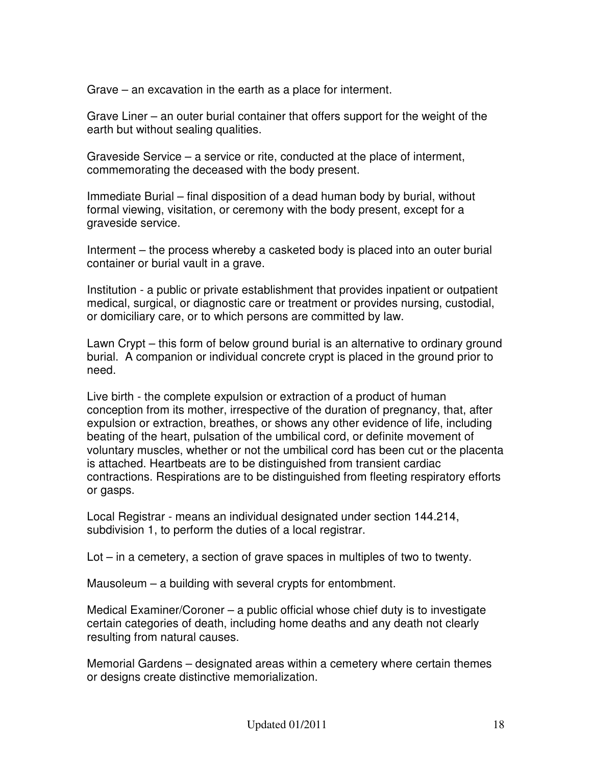Grave – an excavation in the earth as a place for interment.

Grave Liner – an outer burial container that offers support for the weight of the earth but without sealing qualities.

Graveside Service – a service or rite, conducted at the place of interment, commemorating the deceased with the body present.

Immediate Burial – final disposition of a dead human body by burial, without formal viewing, visitation, or ceremony with the body present, except for a graveside service.

Interment – the process whereby a casketed body is placed into an outer burial container or burial vault in a grave.

Institution - a public or private establishment that provides inpatient or outpatient medical, surgical, or diagnostic care or treatment or provides nursing, custodial, or domiciliary care, or to which persons are committed by law.

Lawn Crypt – this form of below ground burial is an alternative to ordinary ground burial. A companion or individual concrete crypt is placed in the ground prior to need.

Live birth - the complete expulsion or extraction of a product of human conception from its mother, irrespective of the duration of pregnancy, that, after expulsion or extraction, breathes, or shows any other evidence of life, including beating of the heart, pulsation of the umbilical cord, or definite movement of voluntary muscles, whether or not the umbilical cord has been cut or the placenta is attached. Heartbeats are to be distinguished from transient cardiac contractions. Respirations are to be distinguished from fleeting respiratory efforts or gasps.

Local Registrar - means an individual designated under section 144.214, subdivision 1, to perform the duties of a local registrar.

Lot – in a cemetery, a section of grave spaces in multiples of two to twenty.

Mausoleum – a building with several crypts for entombment.

Medical Examiner/Coroner – a public official whose chief duty is to investigate certain categories of death, including home deaths and any death not clearly resulting from natural causes.

Memorial Gardens – designated areas within a cemetery where certain themes or designs create distinctive memorialization.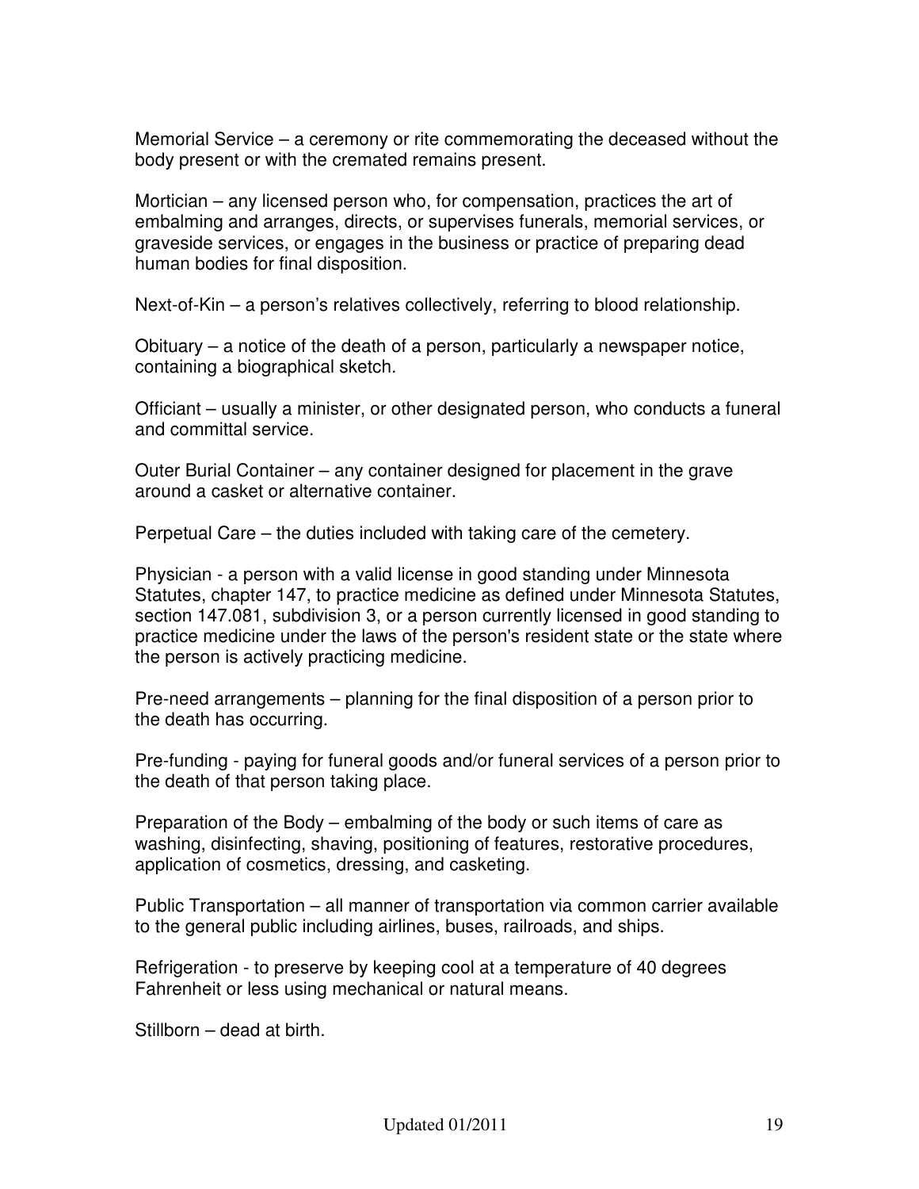Memorial Service – a ceremony or rite commemorating the deceased without the body present or with the cremated remains present.

Mortician – any licensed person who, for compensation, practices the art of embalming and arranges, directs, or supervises funerals, memorial services, or graveside services, or engages in the business or practice of preparing dead human bodies for final disposition.

Next-of-Kin – a person's relatives collectively, referring to blood relationship.

Obituary – a notice of the death of a person, particularly a newspaper notice, containing a biographical sketch.

Officiant – usually a minister, or other designated person, who conducts a funeral and committal service.

Outer Burial Container – any container designed for placement in the grave around a casket or alternative container.

Perpetual Care – the duties included with taking care of the cemetery.

Physician - a person with a valid license in good standing under Minnesota Statutes, chapter 147, to practice medicine as defined under Minnesota Statutes, section 147.081, subdivision 3, or a person currently licensed in good standing to practice medicine under the laws of the person's resident state or the state where the person is actively practicing medicine.

Pre-need arrangements – planning for the final disposition of a person prior to the death has occurring.

Pre-funding - paying for funeral goods and/or funeral services of a person prior to the death of that person taking place.

Preparation of the Body – embalming of the body or such items of care as washing, disinfecting, shaving, positioning of features, restorative procedures, application of cosmetics, dressing, and casketing.

Public Transportation – all manner of transportation via common carrier available to the general public including airlines, buses, railroads, and ships.

Refrigeration - to preserve by keeping cool at a temperature of 40 degrees Fahrenheit or less using mechanical or natural means.

Stillborn – dead at birth.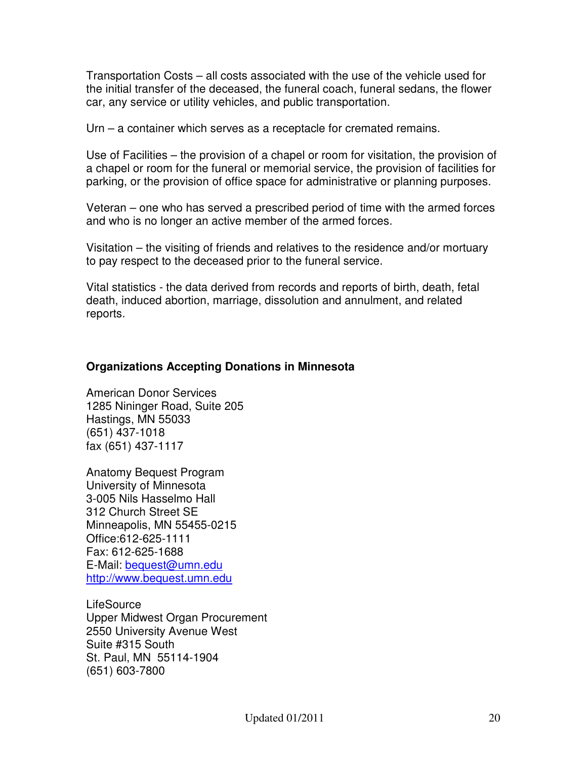Transportation Costs – all costs associated with the use of the vehicle used for the initial transfer of the deceased, the funeral coach, funeral sedans, the flower car, any service or utility vehicles, and public transportation.

Urn – a container which serves as a receptacle for cremated remains.

Use of Facilities – the provision of a chapel or room for visitation, the provision of a chapel or room for the funeral or memorial service, the provision of facilities for parking, or the provision of office space for administrative or planning purposes.

Veteran – one who has served a prescribed period of time with the armed forces and who is no longer an active member of the armed forces.

Visitation – the visiting of friends and relatives to the residence and/or mortuary to pay respect to the deceased prior to the funeral service.

Vital statistics - the data derived from records and reports of birth, death, fetal death, induced abortion, marriage, dissolution and annulment, and related reports.

**Organizations Accepting Donations in Minnesota**

American Donor Services
1285 Nininger Road, Suite 205
Hastings, MN 55033
(651) 437-1018
fax (651) 437-1117

Anatomy Bequest Program
University of Minnesota
3-005 Nils Hasselmo Hall
312 Church Street SE
Minneapolis, MN 55455-0215
Office:612-625-1111
Fax: 612-625-1688
E-Mail: bequest@umn.edu
http://www.bequest.umn.edu

LifeSource
Upper Midwest Organ Procurement
2550 University Avenue West
Suite #315 South
St. Paul, MN 55114-1904
(651) 603-7800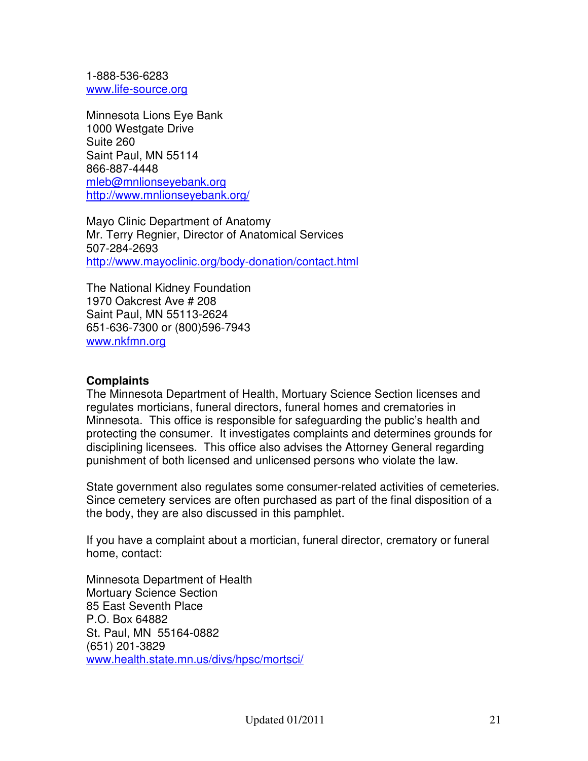1-888-536-6283
www.life-source.org

Minnesota Lions Eye Bank
1000 Westgate Drive
Suite 260
Saint Paul, MN 55114
866-887-4448
mleb@mnlionseyebank.org
http://www.mnlionseyebank.org/

Mayo Clinic Department of Anatomy
Mr. Terry Regnier, Director of Anatomical Services
507-284-2693
http://www.mayoclinic.org/body-donation/contact.html

The National Kidney Foundation
1970 Oakcrest Ave # 208
Saint Paul, MN 55113-2624
651-636-7300 or (800)596-7943
www.nkfmn.org

**Complaints**

The Minnesota Department of Health, Mortuary Science Section licenses and regulates morticians, funeral directors, funeral homes and crematories in Minnesota. This office is responsible for safeguarding the public's health and protecting the consumer. It investigates complaints and determines grounds for disciplining licensees. This office also advises the Attorney General regarding punishment of both licensed and unlicensed persons who violate the law.

State government also regulates some consumer-related activities of cemeteries. Since cemetery services are often purchased as part of the final disposition of a the body, they are also discussed in this pamphlet.

If you have a complaint about a mortician, funeral director, crematory or funeral home, contact:

Minnesota Department of Health
Mortuary Science Section
85 East Seventh Place
P.O. Box 64882
St. Paul, MN 55164-0882
(651) 201-3829
www.health.state.mn.us/divs/hpsc/mortsci/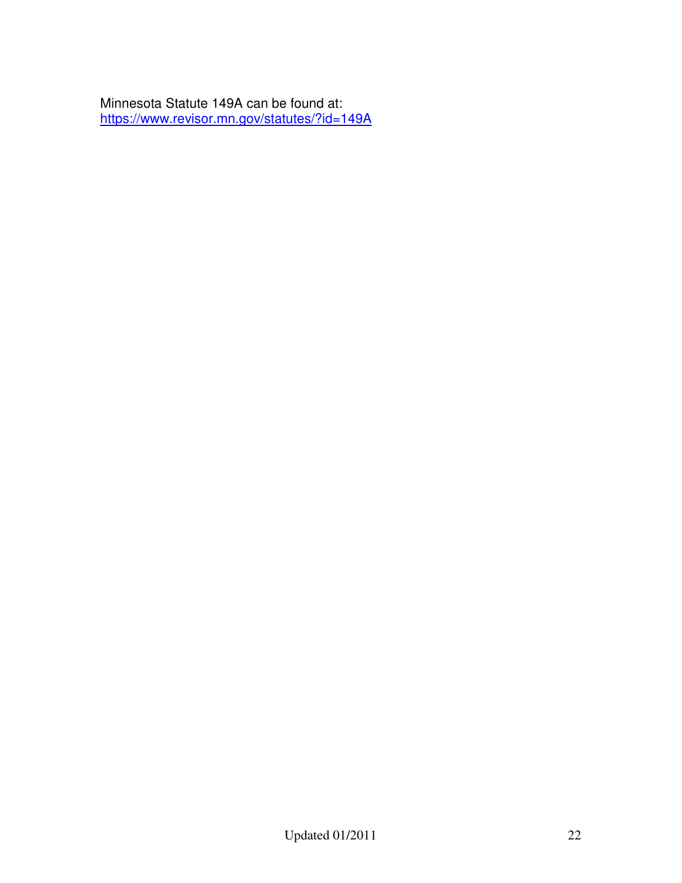Minnesota Statute 149A can be found at:
https://www.revisor.mn.gov/statutes/?id=149A